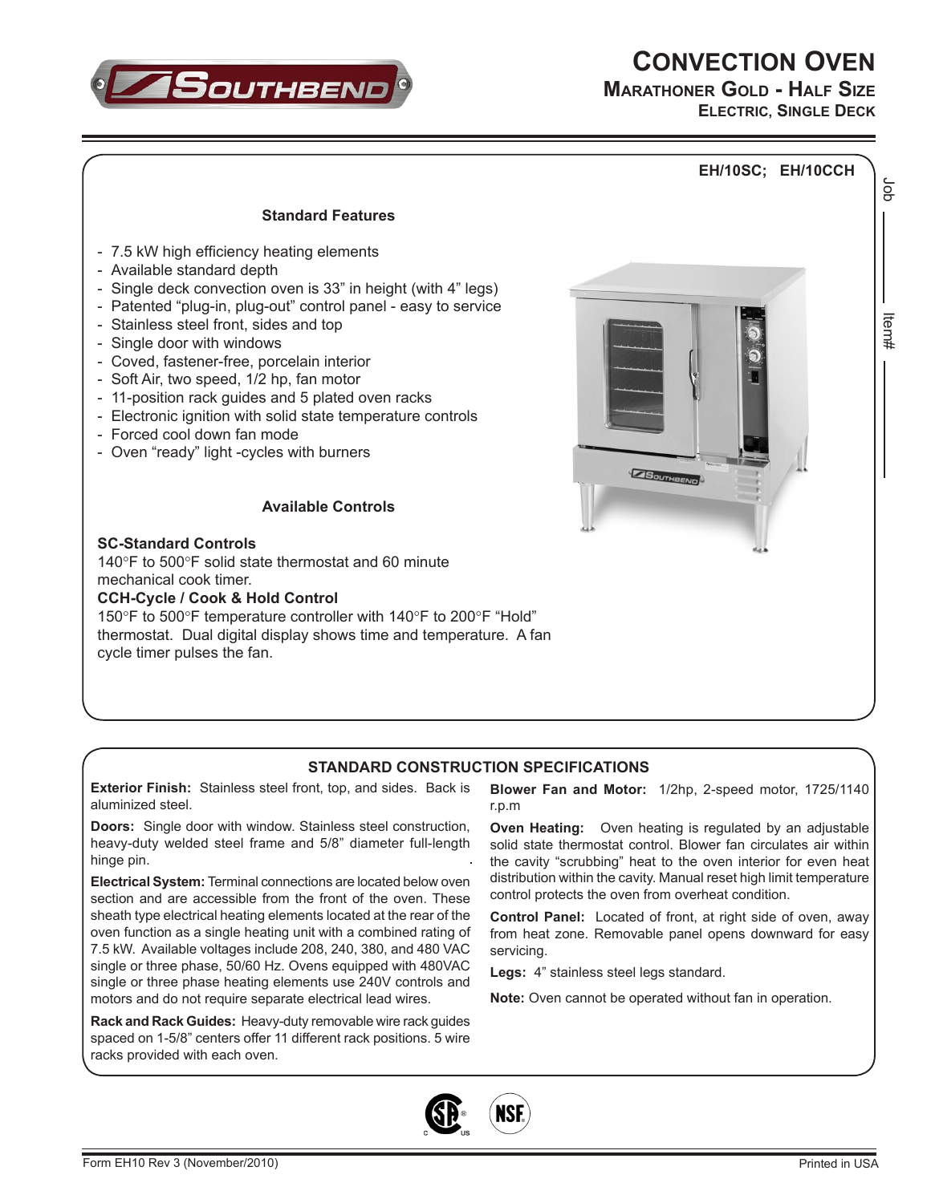# CONVECTION OVEN

## MARATHONER GOLD - HALF SIZE

### ELECTRIC, SINGLE DECK

**EH/10SC; EH/10CCH**

Job ______ Item# ______

### Standard Features

- 7.5 kW high efficiency heating elements
- Available standard depth
- Single deck convection oven is 33" in height (with 4" legs)
- Patented "plug-in, plug-out" control panel - easy to service
- Stainless steel front, sides and top
- Single door with windows
- Coved, fastener-free, porcelain interior
- Soft Air, two speed, 1/2 hp, fan motor
- 11-position rack guides and 5 plated oven racks
- Electronic ignition with solid state temperature controls
- Forced cool down fan mode
- Oven "ready" light -cycles with burners

### Available Controls

**SC-Standard Controls**
140°F to 500°F solid state thermostat and 60 minute mechanical cook timer.

**CCH-Cycle / Cook & Hold Control**
150°F to 500°F temperature controller with 140°F to 200°F "Hold" thermostat. Dual digital display shows time and temperature. A fan cycle timer pulses the fan.

### STANDARD CONSTRUCTION SPECIFICATIONS

**Exterior Finish:** Stainless steel front, top, and sides. Back is aluminized steel.

**Doors:** Single door with window. Stainless steel construction, heavy-duty welded steel frame and 5/8" diameter full-length hinge pin.

**Electrical System:** Terminal connections are located below oven section and are accessible from the front of the oven. These sheath type electrical heating elements located at the rear of the oven function as a single heating unit with a combined rating of 7.5 kW. Available voltages include 208, 240, 380, and 480 VAC single or three phase, 50/60 Hz. Ovens equipped with 480VAC single or three phase heating elements use 240V controls and motors and do not require separate electrical lead wires.

**Rack and Rack Guides:** Heavy-duty removable wire rack guides spaced on 1-5/8" centers offer 11 different rack positions. 5 wire racks provided with each oven.

**Blower Fan and Motor:** 1/2hp, 2-speed motor, 1725/1140 r.p.m

**Oven Heating:** Oven heating is regulated by an adjustable solid state thermostat control. Blower fan circulates air within the cavity "scrubbing" heat to the oven interior for even heat distribution within the cavity. Manual reset high limit temperature control protects the oven from overheat condition.

**Control Panel:** Located of front, at right side of oven, away from heat zone. Removable panel opens downward for easy servicing.

**Legs:** 4" stainless steel legs standard.

**Note:** Oven cannot be operated without fan in operation.

Form EH10 Rev 3 (November/2010)

Printed in USA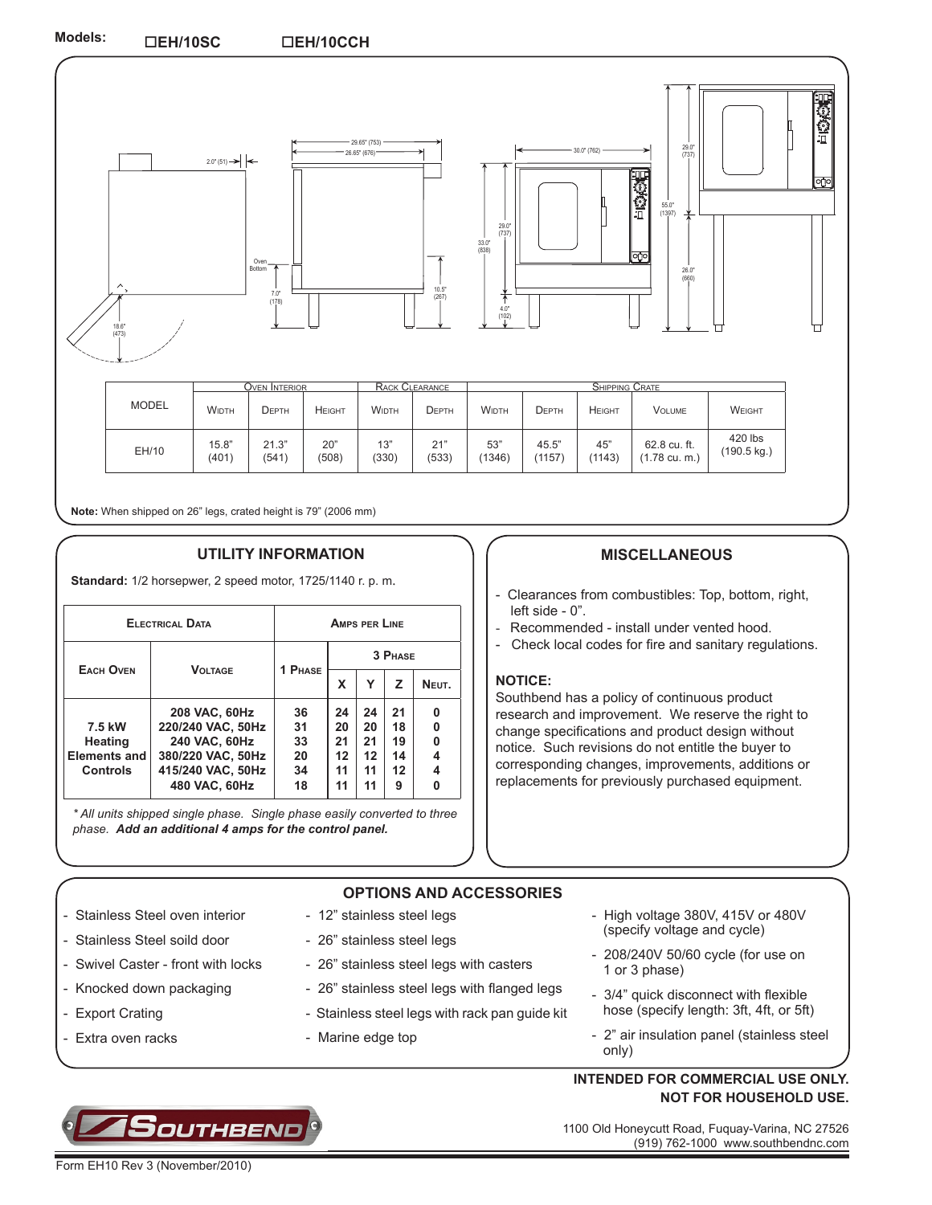Models: ☐EH/10SC ☐EH/10CCH

2.0" (51)

29.65" (753)
26.65" (676)

Oven Bottom

7.0" (178)

10.5" (267)

18.6" (473)

30.0" (762)

29.0" (737)

33.0" (838)

4.0" (102)

29.0" (737)

55.0" (1397)

26.0" (660)

| MODEL | Oven Interior | | | Rack Clearance | | Shipping Crate | | | | |
|---|---|---|---|---|---|---|---|---|---|---|
| | Width | Depth | Height | Width | Depth | Width | Depth | Height | Volume | Weight |
| EH/10 | 15.8" (401) | 21.3" (541) | 20" (508) | 13" (330) | 21" (533) | 53" (1346) | 45.5" (1157) | 45" (1143) | 62.8 cu. ft. (1.78 cu. m.) | 420 lbs (190.5 kg.) |

**Note:** When shipped on 26" legs, crated height is 79" (2006 mm)

## UTILITY INFORMATION

**Standard:** 1/2 horsepwer, 2 speed motor, 1725/1140 r. p. m.

| Electrical Data | | Amps per Line | | | | |
|---|---|---|---|---|---|---|
| Each Oven | Voltage | 1 Phase | 3 Phase | | | |
| | | | X | Y | Z | Neut. |
| **7.5 kW Heating Elements and Controls** | **208 VAC, 60Hz** | **36** | **24** | **24** | **21** | **0** |
| | **220/240 VAC, 50Hz** | **31** | **20** | **20** | **18** | **0** |
| | **240 VAC, 60Hz** | **33** | **21** | **21** | **19** | **0** |
| | **380/220 VAC, 50Hz** | **20** | **12** | **12** | **14** | **4** |
| | **415/240 VAC, 50Hz** | **34** | **11** | **11** | **12** | **4** |
| | **480 VAC, 60Hz** | **18** | **11** | **11** | **9** | **0** |

*\* All units shipped single phase. Single phase easily converted to three phase.* ***Add an additional 4 amps for the control panel.***

## MISCELLANEOUS

- Clearances from combustibles: Top, bottom, right, left side - 0".
- Recommended - install under vented hood.
- Check local codes for fire and sanitary regulations.

**NOTICE:**
Southbend has a policy of continuous product research and improvement. We reserve the right to change specifications and product design without notice. Such revisions do not entitle the buyer to corresponding changes, improvements, additions or replacements for previously purchased equipment.

## OPTIONS AND ACCESSORIES

- Stainless Steel oven interior
- Stainless Steel soild door
- Swivel Caster - front with locks
- Knocked down packaging
- Export Crating
- Extra oven racks
- 12" stainless steel legs
- 26" stainless steel legs
- 26" stainless steel legs with casters
- 26" stainless steel legs with flanged legs
- Stainless steel legs with rack pan guide kit
- Marine edge top
- High voltage 380V, 415V or 480V (specify voltage and cycle)
- 208/240V 50/60 cycle (for use on 1 or 3 phase)
- 3/4" quick disconnect with flexible hose (specify length: 3ft, 4ft, or 5ft)
- 2" air insulation panel (stainless steel only)

**INTENDED FOR COMMERCIAL USE ONLY.**
**NOT FOR HOUSEHOLD USE.**

SOUTHBEND

1100 Old Honeycutt Road, Fuquay-Varina, NC 27526
(919) 762-1000 www.southbendnc.com

Form EH10 Rev 3 (November/2010)